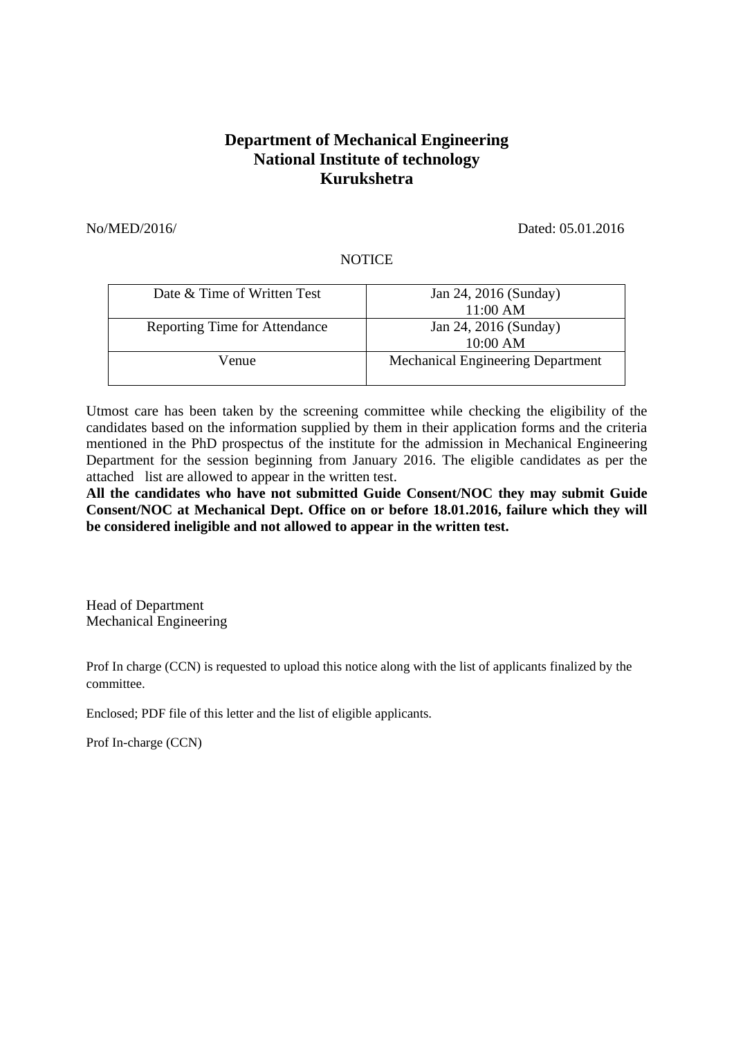# Department of Mechanical Engineering
# National Institute of technology
# Kurukshetra

No/MED/2016/ Dated: 05.01.2016

NOTICE

| | |
|---|---|
| Date & Time of Written Test | Jan 24, 2016 (Sunday) 11:00 AM |
| Reporting Time for Attendance | Jan 24, 2016 (Sunday) 10:00 AM |
| Venue | Mechanical Engineering Department |

Utmost care has been taken by the screening committee while checking the eligibility of the candidates based on the information supplied by them in their application forms and the criteria mentioned in the PhD prospectus of the institute for the admission in Mechanical Engineering Department for the session beginning from January 2016. The eligible candidates as per the attached list are allowed to appear in the written test.

**All the candidates who have not submitted Guide Consent/NOC they may submit Guide Consent/NOC at Mechanical Dept. Office on or before 18.01.2016, failure which they will be considered ineligible and not allowed to appear in the written test.**

Head of Department
Mechanical Engineering

Prof In charge (CCN) is requested to upload this notice along with the list of applicants finalized by the committee.

Enclosed; PDF file of this letter and the list of eligible applicants.

Prof In-charge (CCN)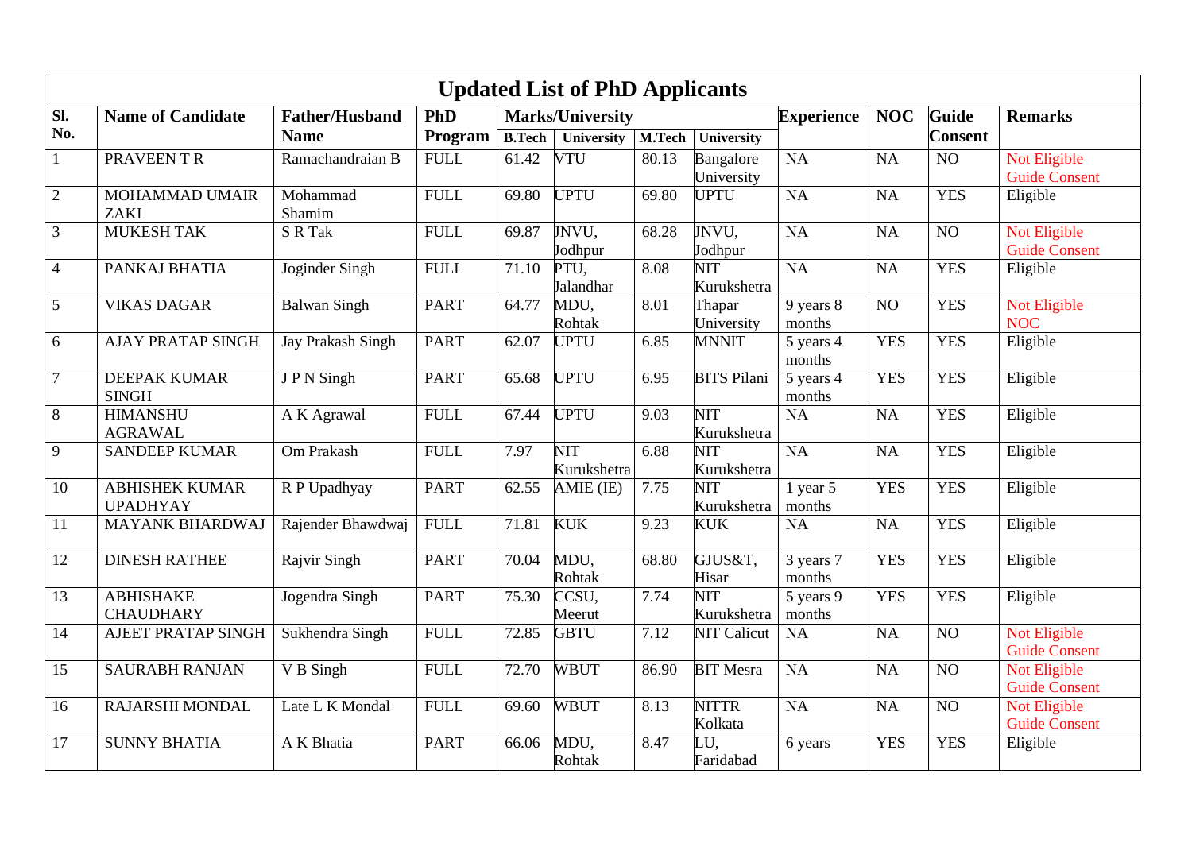# Updated List of PhD Applicants

| Sl. No. | Name of Candidate | Father/Husband Name | PhD Program | Marks/University | | | | Experience | NOC | Guide Consent | Remarks |
|---|---|---|---|---|---|---|---|---|---|---|---|
| | | | | B.Tech | University | M.Tech | University | | | | |
| 1 | PRAVEEN T R | Ramachandraian B | FULL | 61.42 | VTU | 80.13 | Bangalore University | NA | NA | NO | Not Eligible Guide Consent |
| 2 | MOHAMMAD UMAIR ZAKI | Mohammad Shamim | FULL | 69.80 | UPTU | 69.80 | UPTU | NA | NA | YES | Eligible |
| 3 | MUKESH TAK | S R Tak | FULL | 69.87 | JNVU, Jodhpur | 68.28 | JNVU, Jodhpur | NA | NA | NO | Not Eligible Guide Consent |
| 4 | PANKAJ BHATIA | Joginder Singh | FULL | 71.10 | PTU, Jalandhar | 8.08 | NIT Kurukshetra | NA | NA | YES | Eligible |
| 5 | VIKAS DAGAR | Balwan Singh | PART | 64.77 | MDU, Rohtak | 8.01 | Thapar University | 9 years 8 months | NO | YES | Not Eligible NOC |
| 6 | AJAY PRATAP SINGH | Jay Prakash Singh | PART | 62.07 | UPTU | 6.85 | MNNIT | 5 years 4 months | YES | YES | Eligible |
| 7 | DEEPAK KUMAR SINGH | J P N Singh | PART | 65.68 | UPTU | 6.95 | BITS Pilani | 5 years 4 months | YES | YES | Eligible |
| 8 | HIMANSHU AGRAWAL | A K Agrawal | FULL | 67.44 | UPTU | 9.03 | NIT Kurukshetra | NA | NA | YES | Eligible |
| 9 | SANDEEP KUMAR | Om Prakash | FULL | 7.97 | NIT Kurukshetra | 6.88 | NIT Kurukshetra | NA | NA | YES | Eligible |
| 10 | ABHISHEK KUMAR UPADHYAY | R P Upadhyay | PART | 62.55 | AMIE (IE) | 7.75 | NIT Kurukshetra | 1 year 5 months | YES | YES | Eligible |
| 11 | MAYANK BHARDWAJ | Rajender Bhawdwaj | FULL | 71.81 | KUK | 9.23 | KUK | NA | NA | YES | Eligible |
| 12 | DINESH RATHEE | Rajvir Singh | PART | 70.04 | MDU, Rohtak | 68.80 | GJUS&T, Hisar | 3 years 7 months | YES | YES | Eligible |
| 13 | ABHISHAKE CHAUDHARY | Jogendra Singh | PART | 75.30 | CCSU, Meerut | 7.74 | NIT Kurukshetra | 5 years 9 months | YES | YES | Eligible |
| 14 | AJEET PRATAP SINGH | Sukhendra Singh | FULL | 72.85 | GBTU | 7.12 | NIT Calicut | NA | NA | NO | Not Eligible Guide Consent |
| 15 | SAURABH RANJAN | V B Singh | FULL | 72.70 | WBUT | 86.90 | BIT Mesra | NA | NA | NO | Not Eligible Guide Consent |
| 16 | RAJARSHI MONDAL | Late L K Mondal | FULL | 69.60 | WBUT | 8.13 | NITTR Kolkata | NA | NA | NO | Not Eligible Guide Consent |
| 17 | SUNNY BHATIA | A K Bhatia | PART | 66.06 | MDU, Rohtak | 8.47 | LU, Faridabad | 6 years | YES | YES | Eligible |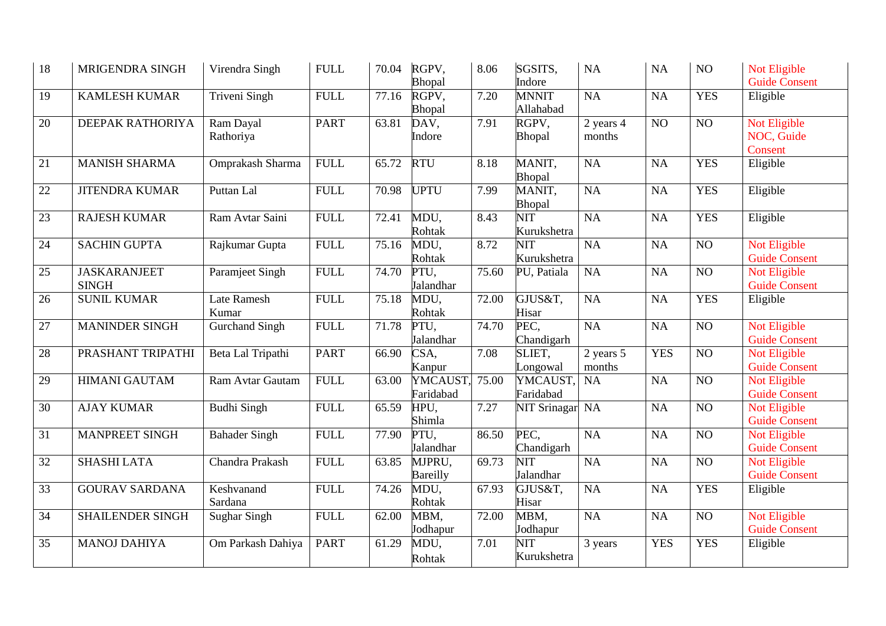| | | | | | | | | | | | |
|---|---|---|---|---|---|---|---|---|---|---|---|
| 18 | MRIGENDRA SINGH | Virendra Singh | FULL | 70.04 | RGPV, Bhopal | 8.06 | SGSITS, Indore | NA | NA | NO | Not Eligible Guide Consent |
| 19 | KAMLESH KUMAR | Triveni Singh | FULL | 77.16 | RGPV, Bhopal | 7.20 | MNNIT Allahabad | NA | NA | YES | Eligible |
| 20 | DEEPAK RATHORIYA | Ram Dayal Rathoriya | PART | 63.81 | DAV, Indore | 7.91 | RGPV, Bhopal | 2 years 4 months | NO | NO | Not Eligible NOC, Guide Consent |
| 21 | MANISH SHARMA | Omprakash Sharma | FULL | 65.72 | RTU | 8.18 | MANIT, Bhopal | NA | NA | YES | Eligible |
| 22 | JITENDRA KUMAR | Puttan Lal | FULL | 70.98 | UPTU | 7.99 | MANIT, Bhopal | NA | NA | YES | Eligible |
| 23 | RAJESH KUMAR | Ram Avtar Saini | FULL | 72.41 | MDU, Rohtak | 8.43 | NIT Kurukshetra | NA | NA | YES | Eligible |
| 24 | SACHIN GUPTA | Rajkumar Gupta | FULL | 75.16 | MDU, Rohtak | 8.72 | NIT Kurukshetra | NA | NA | NO | Not Eligible Guide Consent |
| 25 | JASKARANJEET SINGH | Paramjeet Singh | FULL | 74.70 | PTU, Jalandhar | 75.60 | PU, Patiala | NA | NA | NO | Not Eligible Guide Consent |
| 26 | SUNIL KUMAR | Late Ramesh Kumar | FULL | 75.18 | MDU, Rohtak | 72.00 | GJUS&T, Hisar | NA | NA | YES | Eligible |
| 27 | MANINDER SINGH | Gurchand Singh | FULL | 71.78 | PTU, Jalandhar | 74.70 | PEC, Chandigarh | NA | NA | NO | Not Eligible Guide Consent |
| 28 | PRASHANT TRIPATHI | Beta Lal Tripathi | PART | 66.90 | CSA, Kanpur | 7.08 | SLIET, Longowal | 2 years 5 months | YES | NO | Not Eligible Guide Consent |
| 29 | HIMANI GAUTAM | Ram Avtar Gautam | FULL | 63.00 | YMCAUST, Faridabad | 75.00 | YMCAUST, Faridabad | NA | NA | NO | Not Eligible Guide Consent |
| 30 | AJAY KUMAR | Budhi Singh | FULL | 65.59 | HPU, Shimla | 7.27 | NIT Srinagar | NA | NA | NO | Not Eligible Guide Consent |
| 31 | MANPREET SINGH | Bahader Singh | FULL | 77.90 | PTU, Jalandhar | 86.50 | PEC, Chandigarh | NA | NA | NO | Not Eligible Guide Consent |
| 32 | SHASHI LATA | Chandra Prakash | FULL | 63.85 | MJPRU, Bareilly | 69.73 | NIT Jalandhar | NA | NA | NO | Not Eligible Guide Consent |
| 33 | GOURAV SARDANA | Keshvanand Sardana | FULL | 74.26 | MDU, Rohtak | 67.93 | GJUS&T, Hisar | NA | NA | YES | Eligible |
| 34 | SHAILENDER SINGH | Sughar Singh | FULL | 62.00 | MBM, Jodhapur | 72.00 | MBM, Jodhapur | NA | NA | NO | Not Eligible Guide Consent |
| 35 | MANOJ DAHIYA | Om Parkash Dahiya | PART | 61.29 | MDU, Rohtak | 7.01 | NIT Kurukshetra | 3 years | YES | YES | Eligible |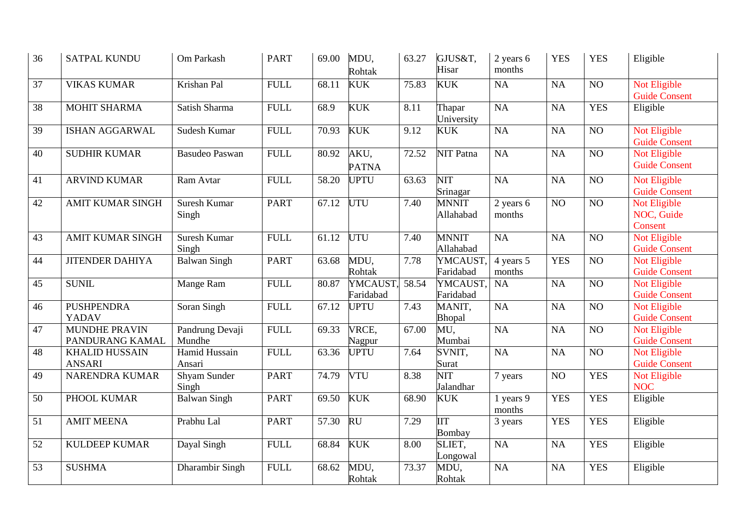| 36 | SATPAL KUNDU | Om Parkash | PART | 69.00 | MDU, Rohtak | 63.27 | GJUS&T, Hisar | 2 years 6 months | YES | YES | Eligible |
|---|---|---|---|---|---|---|---|---|---|---|---|
| 37 | VIKAS KUMAR | Krishan Pal | FULL | 68.11 | KUK | 75.83 | KUK | NA | NA | NO | Not Eligible Guide Consent |
| 38 | MOHIT SHARMA | Satish Sharma | FULL | 68.9 | KUK | 8.11 | Thapar University | NA | NA | YES | Eligible |
| 39 | ISHAN AGGARWAL | Sudesh Kumar | FULL | 70.93 | KUK | 9.12 | KUK | NA | NA | NO | Not Eligible Guide Consent |
| 40 | SUDHIR KUMAR | Basudeo Paswan | FULL | 80.92 | AKU, PATNA | 72.52 | NIT Patna | NA | NA | NO | Not Eligible Guide Consent |
| 41 | ARVIND KUMAR | Ram Avtar | FULL | 58.20 | UPTU | 63.63 | NIT Srinagar | NA | NA | NO | Not Eligible Guide Consent |
| 42 | AMIT KUMAR SINGH | Suresh Kumar Singh | PART | 67.12 | UTU | 7.40 | MNNIT Allahabad | 2 years 6 months | NO | NO | Not Eligible NOC, Guide Consent |
| 43 | AMIT KUMAR SINGH | Suresh Kumar Singh | FULL | 61.12 | UTU | 7.40 | MNNIT Allahabad | NA | NA | NO | Not Eligible Guide Consent |
| 44 | JITENDER DAHIYA | Balwan Singh | PART | 63.68 | MDU, Rohtak | 7.78 | YMCAUST, Faridabad | 4 years 5 months | YES | NO | Not Eligible Guide Consent |
| 45 | SUNIL | Mange Ram | FULL | 80.87 | YMCAUST, Faridabad | 58.54 | YMCAUST, Faridabad | NA | NA | NO | Not Eligible Guide Consent |
| 46 | PUSHPENDRA YADAV | Soran Singh | FULL | 67.12 | UPTU | 7.43 | MANIT, Bhopal | NA | NA | NO | Not Eligible Guide Consent |
| 47 | MUNDHE PRAVIN PANDURANG KAMAL | Pandrung Devaji Mundhe | FULL | 69.33 | VRCE, Nagpur | 67.00 | MU, Mumbai | NA | NA | NO | Not Eligible Guide Consent |
| 48 | KHALID HUSSAIN ANSARI | Hamid Hussain Ansari | FULL | 63.36 | UPTU | 7.64 | SVNIT, Surat | NA | NA | NO | Not Eligible Guide Consent |
| 49 | NARENDRA KUMAR | Shyam Sunder Singh | PART | 74.79 | VTU | 8.38 | NIT Jalandhar | 7 years | NO | YES | Not Eligible NOC |
| 50 | PHOOL KUMAR | Balwan Singh | PART | 69.50 | KUK | 68.90 | KUK | 1 years 9 months | YES | YES | Eligible |
| 51 | AMIT MEENA | Prabhu Lal | PART | 57.30 | RU | 7.29 | IIT Bombay | 3 years | YES | YES | Eligible |
| 52 | KULDEEP KUMAR | Dayal Singh | FULL | 68.84 | KUK | 8.00 | SLIET, Longowal | NA | NA | YES | Eligible |
| 53 | SUSHMA | Dharambir Singh | FULL | 68.62 | MDU, Rohtak | 73.37 | MDU, Rohtak | NA | NA | YES | Eligible |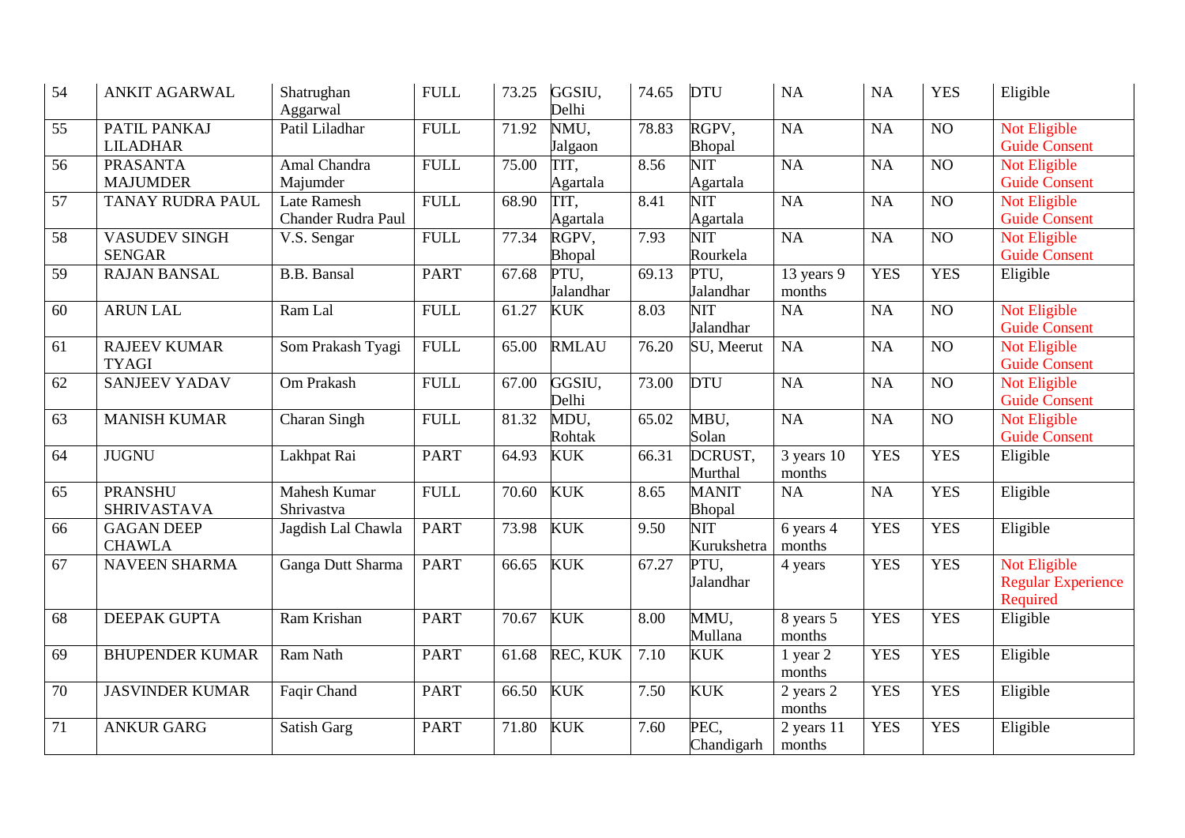| 54 | ANKIT AGARWAL | Shatrughan Aggarwal | FULL | 73.25 | GGSIU, Delhi | 74.65 | DTU | NA | NA | YES | Eligible |
|---|---|---|---|---|---|---|---|---|---|---|---|
| 55 | PATIL PANKAJ LILADHAR | Patil Liladhar | FULL | 71.92 | NMU, Jalgaon | 78.83 | RGPV, Bhopal | NA | NA | NO | Not Eligible Guide Consent |
| 56 | PRASANTA MAJUMDER | Amal Chandra Majumder | FULL | 75.00 | TIT, Agartala | 8.56 | NIT Agartala | NA | NA | NO | Not Eligible Guide Consent |
| 57 | TANAY RUDRA PAUL | Late Ramesh Chander Rudra Paul | FULL | 68.90 | TIT, Agartala | 8.41 | NIT Agartala | NA | NA | NO | Not Eligible Guide Consent |
| 58 | VASUDEV SINGH SENGAR | V.S. Sengar | FULL | 77.34 | RGPV, Bhopal | 7.93 | NIT Rourkela | NA | NA | NO | Not Eligible Guide Consent |
| 59 | RAJAN BANSAL | B.B. Bansal | PART | 67.68 | PTU, Jalandhar | 69.13 | PTU, Jalandhar | 13 years 9 months | YES | YES | Eligible |
| 60 | ARUN LAL | Ram Lal | FULL | 61.27 | KUK | 8.03 | NIT Jalandhar | NA | NA | NO | Not Eligible Guide Consent |
| 61 | RAJEEV KUMAR TYAGI | Som Prakash Tyagi | FULL | 65.00 | RMLAU | 76.20 | SU, Meerut | NA | NA | NO | Not Eligible Guide Consent |
| 62 | SANJEEV YADAV | Om Prakash | FULL | 67.00 | GGSIU, Delhi | 73.00 | DTU | NA | NA | NO | Not Eligible Guide Consent |
| 63 | MANISH KUMAR | Charan Singh | FULL | 81.32 | MDU, Rohtak | 65.02 | MBU, Solan | NA | NA | NO | Not Eligible Guide Consent |
| 64 | JUGNU | Lakhpat Rai | PART | 64.93 | KUK | 66.31 | DCRUST, Murthal | 3 years 10 months | YES | YES | Eligible |
| 65 | PRANSHU SHRIVASTAVA | Mahesh Kumar Shrivastva | FULL | 70.60 | KUK | 8.65 | MANIT Bhopal | NA | NA | YES | Eligible |
| 66 | GAGAN DEEP CHAWLA | Jagdish Lal Chawla | PART | 73.98 | KUK | 9.50 | NIT Kurukshetra | 6 years 4 months | YES | YES | Eligible |
| 67 | NAVEEN SHARMA | Ganga Dutt Sharma | PART | 66.65 | KUK | 67.27 | PTU, Jalandhar | 4 years | YES | YES | Not Eligible Regular Experience Required |
| 68 | DEEPAK GUPTA | Ram Krishan | PART | 70.67 | KUK | 8.00 | MMU, Mullana | 8 years 5 months | YES | YES | Eligible |
| 69 | BHUPENDER KUMAR | Ram Nath | PART | 61.68 | REC, KUK | 7.10 | KUK | 1 year 2 months | YES | YES | Eligible |
| 70 | JASVINDER KUMAR | Faqir Chand | PART | 66.50 | KUK | 7.50 | KUK | 2 years 2 months | YES | YES | Eligible |
| 71 | ANKUR GARG | Satish Garg | PART | 71.80 | KUK | 7.60 | PEC, Chandigarh | 2 years 11 months | YES | YES | Eligible |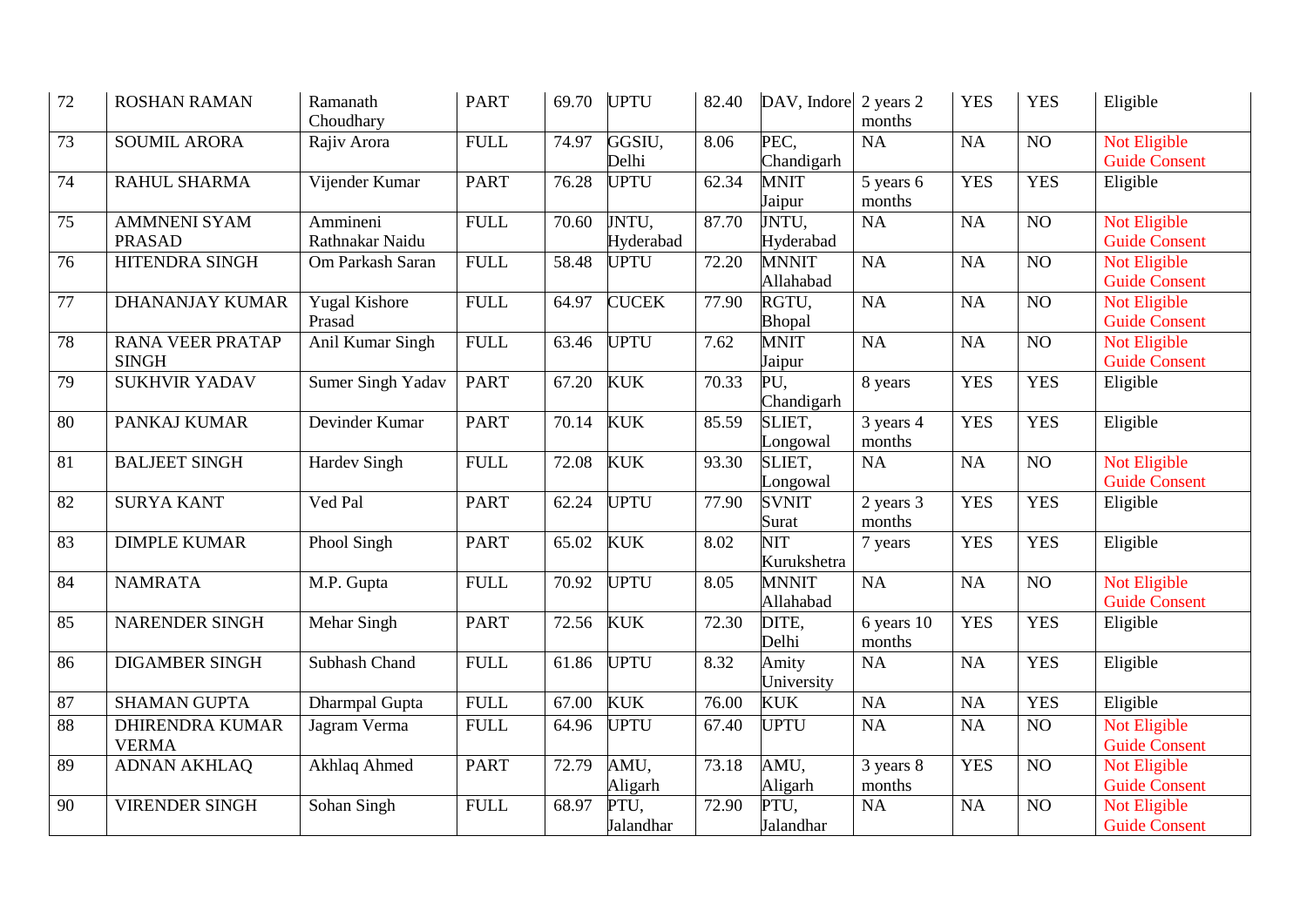| 72 | ROSHAN RAMAN | Ramanath Choudhary | PART | 69.70 | UPTU | 82.40 | DAV, Indore | 2 years 2 months | YES | YES | Eligible |
|---|---|---|---|---|---|---|---|---|---|---|---|
| 73 | SOUMIL ARORA | Rajiv Arora | FULL | 74.97 | GGSIU, Delhi | 8.06 | PEC, Chandigarh | NA | NA | NO | Not Eligible Guide Consent |
| 74 | RAHUL SHARMA | Vijender Kumar | PART | 76.28 | UPTU | 62.34 | MNIT Jaipur | 5 years 6 months | YES | YES | Eligible |
| 75 | AMMNENI SYAM PRASAD | Ammineni Rathnakar Naidu | FULL | 70.60 | JNTU, Hyderabad | 87.70 | JNTU, Hyderabad | NA | NA | NO | Not Eligible Guide Consent |
| 76 | HITENDRA SINGH | Om Parkash Saran | FULL | 58.48 | UPTU | 72.20 | MNNIT Allahabad | NA | NA | NO | Not Eligible Guide Consent |
| 77 | DHANANJAY KUMAR | Yugal Kishore Prasad | FULL | 64.97 | CUCEK | 77.90 | RGTU, Bhopal | NA | NA | NO | Not Eligible Guide Consent |
| 78 | RANA VEER PRATAP SINGH | Anil Kumar Singh | FULL | 63.46 | UPTU | 7.62 | MNIT Jaipur | NA | NA | NO | Not Eligible Guide Consent |
| 79 | SUKHVIR YADAV | Sumer Singh Yadav | PART | 67.20 | KUK | 70.33 | PU, Chandigarh | 8 years | YES | YES | Eligible |
| 80 | PANKAJ KUMAR | Devinder Kumar | PART | 70.14 | KUK | 85.59 | SLIET, Longowal | 3 years 4 months | YES | YES | Eligible |
| 81 | BALJEET SINGH | Hardev Singh | FULL | 72.08 | KUK | 93.30 | SLIET, Longowal | NA | NA | NO | Not Eligible Guide Consent |
| 82 | SURYA KANT | Ved Pal | PART | 62.24 | UPTU | 77.90 | SVNIT Surat | 2 years 3 months | YES | YES | Eligible |
| 83 | DIMPLE KUMAR | Phool Singh | PART | 65.02 | KUK | 8.02 | NIT Kurukshetra | 7 years | YES | YES | Eligible |
| 84 | NAMRATA | M.P. Gupta | FULL | 70.92 | UPTU | 8.05 | MNNIT Allahabad | NA | NA | NO | Not Eligible Guide Consent |
| 85 | NARENDER SINGH | Mehar Singh | PART | 72.56 | KUK | 72.30 | DITE, Delhi | 6 years 10 months | YES | YES | Eligible |
| 86 | DIGAMBER SINGH | Subhash Chand | FULL | 61.86 | UPTU | 8.32 | Amity University | NA | NA | YES | Eligible |
| 87 | SHAMAN GUPTA | Dharmpal Gupta | FULL | 67.00 | KUK | 76.00 | KUK | NA | NA | YES | Eligible |
| 88 | DHIRENDRA KUMAR VERMA | Jagram Verma | FULL | 64.96 | UPTU | 67.40 | UPTU | NA | NA | NO | Not Eligible Guide Consent |
| 89 | ADNAN AKHLAQ | Akhlaq Ahmed | PART | 72.79 | AMU, Aligarh | 73.18 | AMU, Aligarh | 3 years 8 months | YES | NO | Not Eligible Guide Consent |
| 90 | VIRENDER SINGH | Sohan Singh | FULL | 68.97 | PTU, Jalandhar | 72.90 | PTU, Jalandhar | NA | NA | NO | Not Eligible Guide Consent |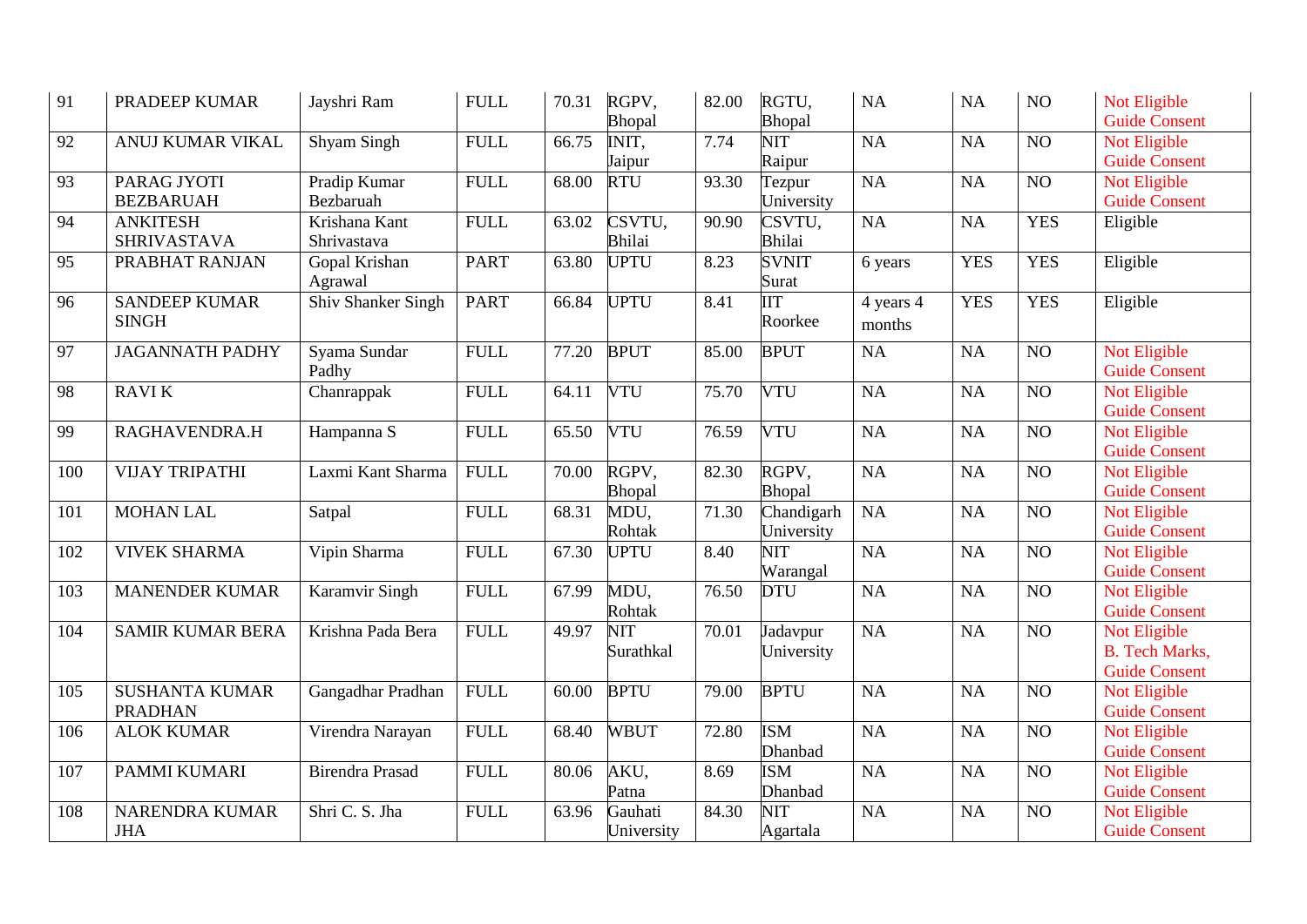| 91 | PRADEEP KUMAR | Jayshri Ram | FULL | 70.31 | RGPV, Bhopal | 82.00 | RGTU, Bhopal | NA | NA | NO | Not Eligible Guide Consent |
|---|---|---|---|---|---|---|---|---|---|---|---|
| 92 | ANUJ KUMAR VIKAL | Shyam Singh | FULL | 66.75 | INIT, Jaipur | 7.74 | NIT Raipur | NA | NA | NO | Not Eligible Guide Consent |
| 93 | PARAG JYOTI BEZBARUAH | Pradip Kumar Bezbaruah | FULL | 68.00 | RTU | 93.30 | Tezpur University | NA | NA | NO | Not Eligible Guide Consent |
| 94 | ANKITESH SHRIVASTAVA | Krishana Kant Shrivastava | FULL | 63.02 | CSVTU, Bhilai | 90.90 | CSVTU, Bhilai | NA | NA | YES | Eligible |
| 95 | PRABHAT RANJAN | Gopal Krishan Agrawal | PART | 63.80 | UPTU | 8.23 | SVNIT Surat | 6 years | YES | YES | Eligible |
| 96 | SANDEEP KUMAR SINGH | Shiv Shanker Singh | PART | 66.84 | UPTU | 8.41 | IIT Roorkee | 4 years 4 months | YES | YES | Eligible |
| 97 | JAGANNATH PADHY | Syama Sundar Padhy | FULL | 77.20 | BPUT | 85.00 | BPUT | NA | NA | NO | Not Eligible Guide Consent |
| 98 | RAVI K | Chanrappak | FULL | 64.11 | VTU | 75.70 | VTU | NA | NA | NO | Not Eligible Guide Consent |
| 99 | RAGHAVENDRA.H | Hampanna S | FULL | 65.50 | VTU | 76.59 | VTU | NA | NA | NO | Not Eligible Guide Consent |
| 100 | VIJAY TRIPATHI | Laxmi Kant Sharma | FULL | 70.00 | RGPV, Bhopal | 82.30 | RGPV, Bhopal | NA | NA | NO | Not Eligible Guide Consent |
| 101 | MOHAN LAL | Satpal | FULL | 68.31 | MDU, Rohtak | 71.30 | Chandigarh University | NA | NA | NO | Not Eligible Guide Consent |
| 102 | VIVEK SHARMA | Vipin Sharma | FULL | 67.30 | UPTU | 8.40 | NIT Warangal | NA | NA | NO | Not Eligible Guide Consent |
| 103 | MANENDER KUMAR | Karamvir Singh | FULL | 67.99 | MDU, Rohtak | 76.50 | DTU | NA | NA | NO | Not Eligible Guide Consent |
| 104 | SAMIR KUMAR BERA | Krishna Pada Bera | FULL | 49.97 | NIT Surathkal | 70.01 | Jadavpur University | NA | NA | NO | Not Eligible B. Tech Marks, Guide Consent |
| 105 | SUSHANTA KUMAR PRADHAN | Gangadhar Pradhan | FULL | 60.00 | BPTU | 79.00 | BPTU | NA | NA | NO | Not Eligible Guide Consent |
| 106 | ALOK KUMAR | Virendra Narayan | FULL | 68.40 | WBUT | 72.80 | ISM Dhanbad | NA | NA | NO | Not Eligible Guide Consent |
| 107 | PAMMI KUMARI | Birendra Prasad | FULL | 80.06 | AKU, Patna | 8.69 | ISM Dhanbad | NA | NA | NO | Not Eligible Guide Consent |
| 108 | NARENDRA KUMAR JHA | Shri C. S. Jha | FULL | 63.96 | Gauhati University | 84.30 | NIT Agartala | NA | NA | NO | Not Eligible Guide Consent |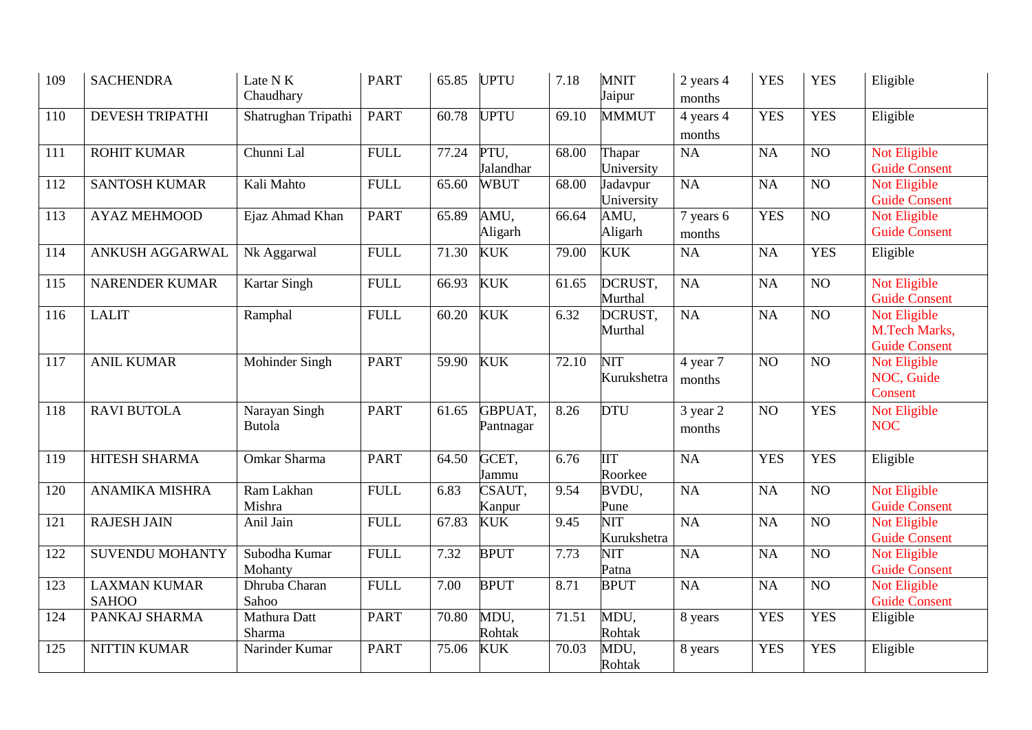| 109 | SACHENDRA | Late N K Chaudhary | PART | 65.85 | UPTU | 7.18 | MNIT Jaipur | 2 years 4 months | YES | YES | Eligible |
|---|---|---|---|---|---|---|---|---|---|---|---|
| 110 | DEVESH TRIPATHI | Shatrughan Tripathi | PART | 60.78 | UPTU | 69.10 | MMMUT | 4 years 4 months | YES | YES | Eligible |
| 111 | ROHIT KUMAR | Chunni Lal | FULL | 77.24 | PTU, Jalandhar | 68.00 | Thapar University | NA | NA | NO | Not Eligible Guide Consent |
| 112 | SANTOSH KUMAR | Kali Mahto | FULL | 65.60 | WBUT | 68.00 | Jadavpur University | NA | NA | NO | Not Eligible Guide Consent |
| 113 | AYAZ MEHMOOD | Ejaz Ahmad Khan | PART | 65.89 | AMU, Aligarh | 66.64 | AMU, Aligarh | 7 years 6 months | YES | NO | Not Eligible Guide Consent |
| 114 | ANKUSH AGGARWAL | Nk Aggarwal | FULL | 71.30 | KUK | 79.00 | KUK | NA | NA | YES | Eligible |
| 115 | NARENDER KUMAR | Kartar Singh | FULL | 66.93 | KUK | 61.65 | DCRUST, Murthal | NA | NA | NO | Not Eligible Guide Consent |
| 116 | LALIT | Ramphal | FULL | 60.20 | KUK | 6.32 | DCRUST, Murthal | NA | NA | NO | Not Eligible M.Tech Marks, Guide Consent |
| 117 | ANIL KUMAR | Mohinder Singh | PART | 59.90 | KUK | 72.10 | NIT Kurukshetra | 4 year 7 months | NO | NO | Not Eligible NOC, Guide Consent |
| 118 | RAVI BUTOLA | Narayan Singh Butola | PART | 61.65 | GBPUAT, Pantnagar | 8.26 | DTU | 3 year 2 months | NO | YES | Not Eligible NOC |
| 119 | HITESH SHARMA | Omkar Sharma | PART | 64.50 | GCET, Jammu | 6.76 | IIT Roorkee | NA | YES | YES | Eligible |
| 120 | ANAMIKA MISHRA | Ram Lakhan Mishra | FULL | 6.83 | CSAUT, Kanpur | 9.54 | BVDU, Pune | NA | NA | NO | Not Eligible Guide Consent |
| 121 | RAJESH JAIN | Anil Jain | FULL | 67.83 | KUK | 9.45 | NIT Kurukshetra | NA | NA | NO | Not Eligible Guide Consent |
| 122 | SUVENDU MOHANTY | Subodha Kumar Mohanty | FULL | 7.32 | BPUT | 7.73 | NIT Patna | NA | NA | NO | Not Eligible Guide Consent |
| 123 | LAXMAN KUMAR SAHOO | Dhruba Charan Sahoo | FULL | 7.00 | BPUT | 8.71 | BPUT | NA | NA | NO | Not Eligible Guide Consent |
| 124 | PANKAJ SHARMA | Mathura Datt Sharma | PART | 70.80 | MDU, Rohtak | 71.51 | MDU, Rohtak | 8 years | YES | YES | Eligible |
| 125 | NITTIN KUMAR | Narinder Kumar | PART | 75.06 | KUK | 70.03 | MDU, Rohtak | 8 years | YES | YES | Eligible |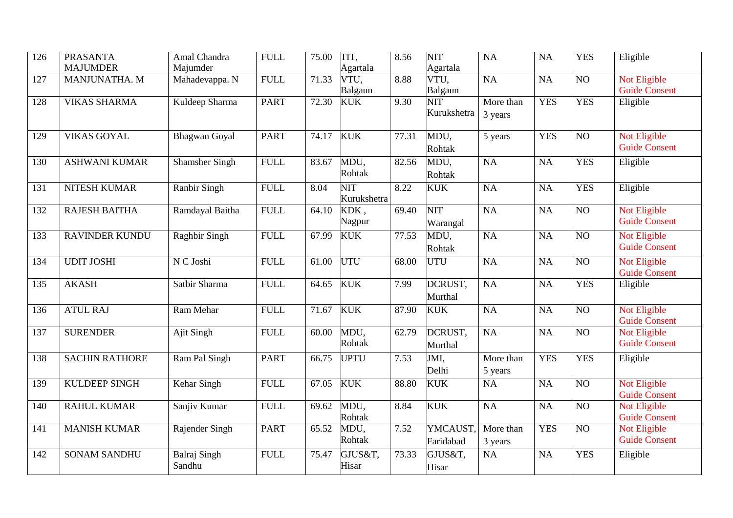| 126 | PRASANTA MAJUMDER | Amal Chandra Majumder | FULL | 75.00 | TIT, Agartala | 8.56 | NIT Agartala | NA | NA | YES | Eligible |
|---|---|---|---|---|---|---|---|---|---|---|---|
| 127 | MANJUNATHA. M | Mahadevappa. N | FULL | 71.33 | VTU, Balgaun | 8.88 | VTU, Balgaun | NA | NA | NO | Not Eligible Guide Consent |
| 128 | VIKAS SHARMA | Kuldeep Sharma | PART | 72.30 | KUK | 9.30 | NIT Kurukshetra | More than 3 years | YES | YES | Eligible |
| 129 | VIKAS GOYAL | Bhagwan Goyal | PART | 74.17 | KUK | 77.31 | MDU, Rohtak | 5 years | YES | NO | Not Eligible Guide Consent |
| 130 | ASHWANI KUMAR | Shamsher Singh | FULL | 83.67 | MDU, Rohtak | 82.56 | MDU, Rohtak | NA | NA | YES | Eligible |
| 131 | NITESH KUMAR | Ranbir Singh | FULL | 8.04 | NIT Kurukshetra | 8.22 | KUK | NA | NA | YES | Eligible |
| 132 | RAJESH BAITHA | Ramdayal Baitha | FULL | 64.10 | KDK , Nagpur | 69.40 | NIT Warangal | NA | NA | NO | Not Eligible Guide Consent |
| 133 | RAVINDER KUNDU | Raghbir Singh | FULL | 67.99 | KUK | 77.53 | MDU, Rohtak | NA | NA | NO | Not Eligible Guide Consent |
| 134 | UDIT JOSHI | N C Joshi | FULL | 61.00 | UTU | 68.00 | UTU | NA | NA | NO | Not Eligible Guide Consent |
| 135 | AKASH | Satbir Sharma | FULL | 64.65 | KUK | 7.99 | DCRUST, Murthal | NA | NA | YES | Eligible |
| 136 | ATUL RAJ | Ram Mehar | FULL | 71.67 | KUK | 87.90 | KUK | NA | NA | NO | Not Eligible Guide Consent |
| 137 | SURENDER | Ajit Singh | FULL | 60.00 | MDU, Rohtak | 62.79 | DCRUST, Murthal | NA | NA | NO | Not Eligible Guide Consent |
| 138 | SACHIN RATHORE | Ram Pal Singh | PART | 66.75 | UPTU | 7.53 | JMI, Delhi | More than 5 years | YES | YES | Eligible |
| 139 | KULDEEP SINGH | Kehar Singh | FULL | 67.05 | KUK | 88.80 | KUK | NA | NA | NO | Not Eligible Guide Consent |
| 140 | RAHUL KUMAR | Sanjiv Kumar | FULL | 69.62 | MDU, Rohtak | 8.84 | KUK | NA | NA | NO | Not Eligible Guide Consent |
| 141 | MANISH KUMAR | Rajender Singh | PART | 65.52 | MDU, Rohtak | 7.52 | YMCAUST, Faridabad | More than 3 years | YES | NO | Not Eligible Guide Consent |
| 142 | SONAM SANDHU | Balraj Singh Sandhu | FULL | 75.47 | GJUS&T, Hisar | 73.33 | GJUS&T, Hisar | NA | NA | YES | Eligible |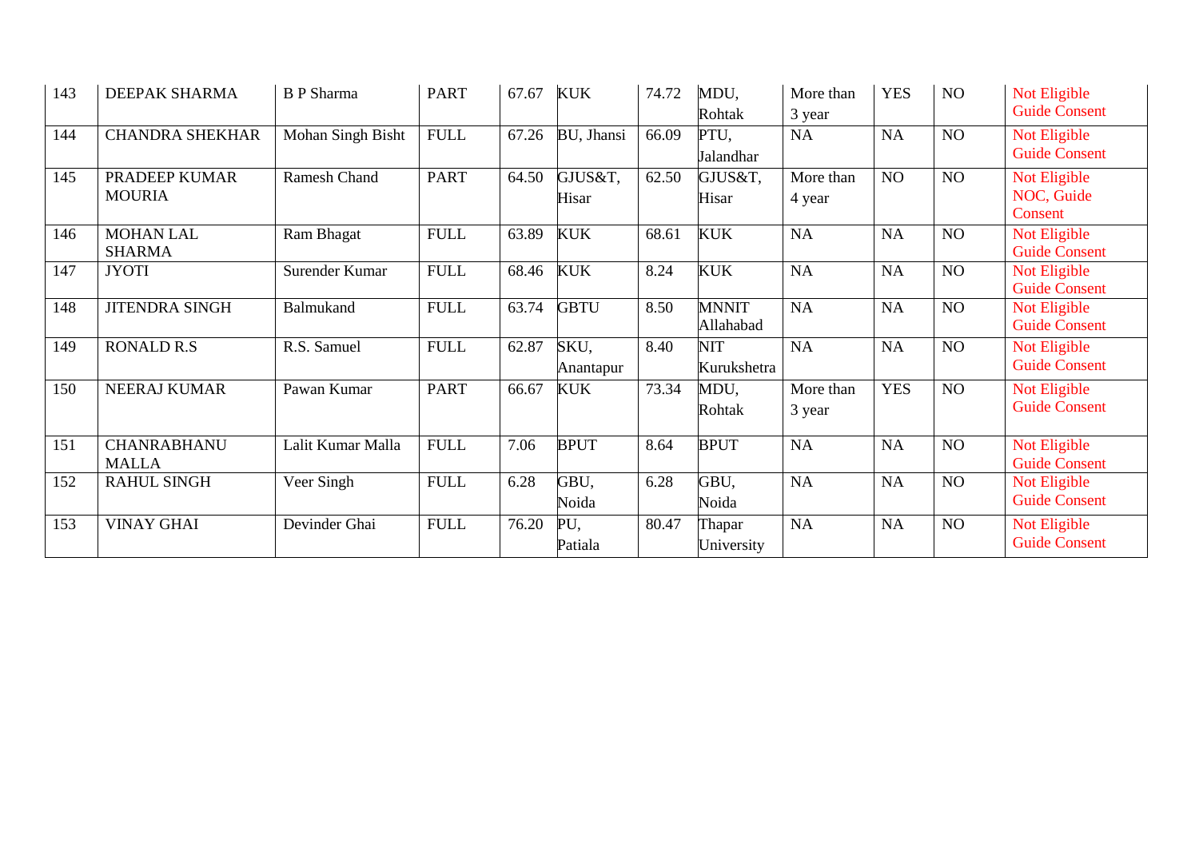| | | | | | | | | | | | |
|---|---|---|---|---|---|---|---|---|---|---|---|
| 143 | DEEPAK SHARMA | B P Sharma | PART | 67.67 | KUK | 74.72 | MDU, Rohtak | More than 3 year | YES | NO | Not Eligible Guide Consent |
| 144 | CHANDRA SHEKHAR | Mohan Singh Bisht | FULL | 67.26 | BU, Jhansi | 66.09 | PTU, Jalandhar | NA | NA | NO | Not Eligible Guide Consent |
| 145 | PRADEEP KUMAR MOURIA | Ramesh Chand | PART | 64.50 | GJUS&T, Hisar | 62.50 | GJUS&T, Hisar | More than 4 year | NO | NO | Not Eligible NOC, Guide Consent |
| 146 | MOHAN LAL SHARMA | Ram Bhagat | FULL | 63.89 | KUK | 68.61 | KUK | NA | NA | NO | Not Eligible Guide Consent |
| 147 | JYOTI | Surender Kumar | FULL | 68.46 | KUK | 8.24 | KUK | NA | NA | NO | Not Eligible Guide Consent |
| 148 | JITENDRA SINGH | Balmukand | FULL | 63.74 | GBTU | 8.50 | MNNIT Allahabad | NA | NA | NO | Not Eligible Guide Consent |
| 149 | RONALD R.S | R.S. Samuel | FULL | 62.87 | SKU, Anantapur | 8.40 | NIT Kurukshetra | NA | NA | NO | Not Eligible Guide Consent |
| 150 | NEERAJ KUMAR | Pawan Kumar | PART | 66.67 | KUK | 73.34 | MDU, Rohtak | More than 3 year | YES | NO | Not Eligible Guide Consent |
| 151 | CHANRABHANU MALLA | Lalit Kumar Malla | FULL | 7.06 | BPUT | 8.64 | BPUT | NA | NA | NO | Not Eligible Guide Consent |
| 152 | RAHUL SINGH | Veer Singh | FULL | 6.28 | GBU, Noida | 6.28 | GBU, Noida | NA | NA | NO | Not Eligible Guide Consent |
| 153 | VINAY GHAI | Devinder Ghai | FULL | 76.20 | PU, Patiala | 80.47 | Thapar University | NA | NA | NO | Not Eligible Guide Consent |